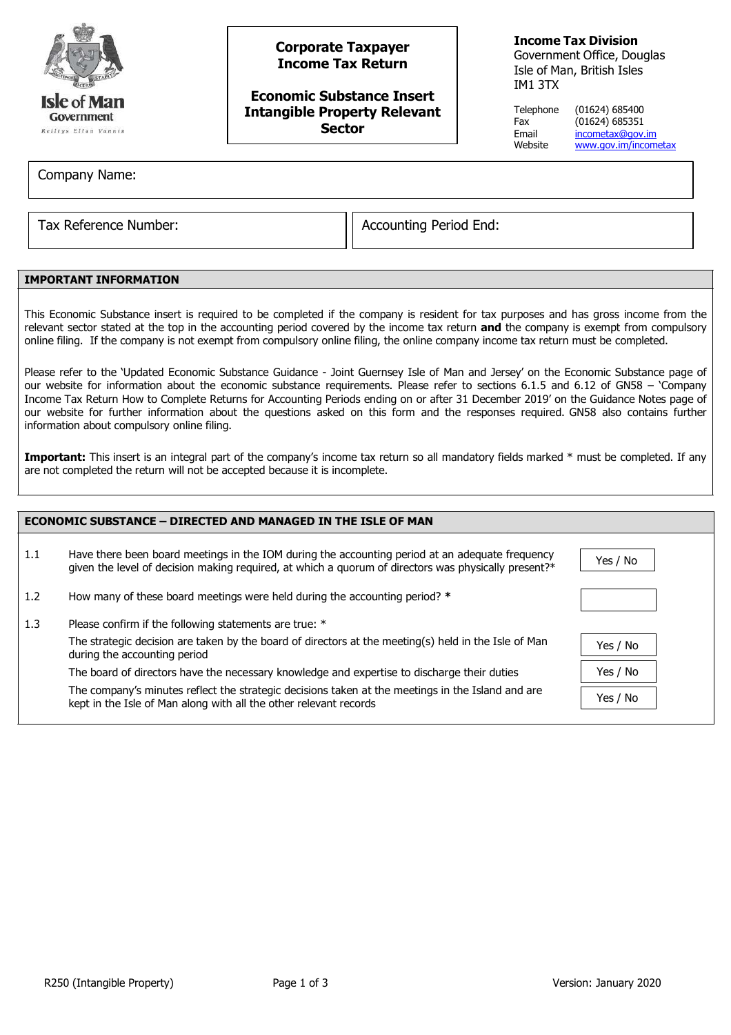**Isle of Man Government**
Reiltys Ellan Vannin

# Corporate Taxpayer Income Tax Return

## Economic Substance Insert Intangible Property Relevant Sector

**Income Tax Division**
Government Office, Douglas
Isle of Man, British Isles
IM1 3TX

| | |
|---|---|
| Telephone | (01624) 685400 |
| Fax | (01624) 685351 |
| Email | incometax@gov.im |
| Website | www.gov.im/incometax |

Company Name:

Tax Reference Number:

Accounting Period End:

### IMPORTANT INFORMATION

This Economic Substance insert is required to be completed if the company is resident for tax purposes and has gross income from the relevant sector stated at the top in the accounting period covered by the income tax return **and** the company is exempt from compulsory online filing. If the company is not exempt from compulsory online filing, the online company income tax return must be completed.

Please refer to the 'Updated Economic Substance Guidance - Joint Guernsey Isle of Man and Jersey' on the Economic Substance page of our website for information about the economic substance requirements. Please refer to sections 6.1.5 and 6.12 of GN58 – 'Company Income Tax Return How to Complete Returns for Accounting Periods ending on or after 31 December 2019' on the Guidance Notes page of our website for further information about the questions asked on this form and the responses required. GN58 also contains further information about compulsory online filing.

**Important:** This insert is an integral part of the company's income tax return so all mandatory fields marked * must be completed. If any are not completed the return will not be accepted because it is incomplete.

### ECONOMIC SUBSTANCE – DIRECTED AND MANAGED IN THE ISLE OF MAN

| | | |
|---|---|---|
| 1.1 | Have there been board meetings in the IOM during the accounting period at an adequate frequency given the level of decision making required, at which a quorum of directors was physically present?* | Yes / No |
| 1.2 | How many of these board meetings were held during the accounting period? * | |
| 1.3 | Please confirm if the following statements are true: * | |
| | The strategic decision are taken by the board of directors at the meeting(s) held in the Isle of Man during the accounting period | Yes / No |
| | The board of directors have the necessary knowledge and expertise to discharge their duties | Yes / No |
| | The company's minutes reflect the strategic decisions taken at the meetings in the Island and are kept in the Isle of Man along with all the other relevant records | Yes / No |

R250 (Intangible Property) Version: January 2020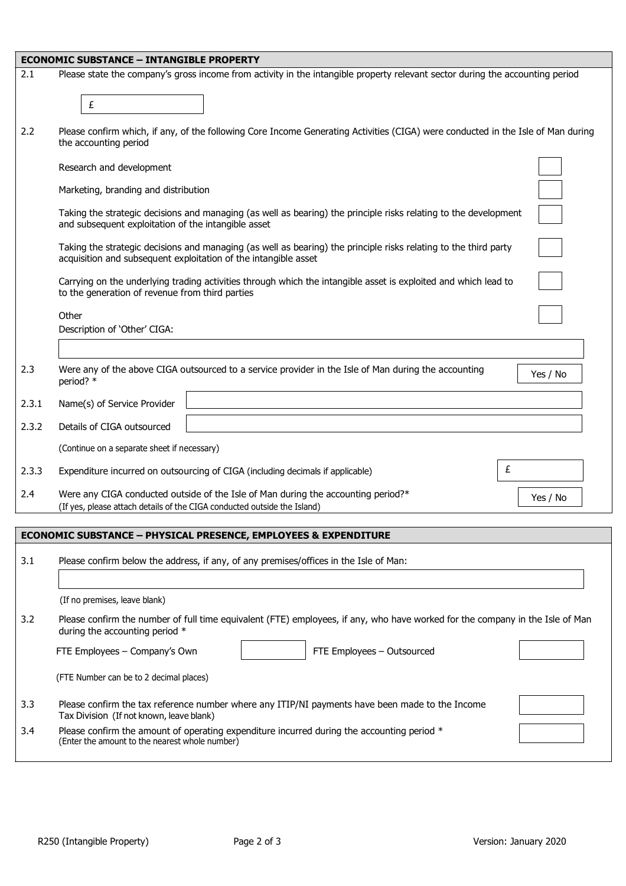## ECONOMIC SUBSTANCE – INTANGIBLE PROPERTY

2.1 Please state the company's gross income from activity in the intangible property relevant sector during the accounting period

£

2.2 Please confirm which, if any, of the following Core Income Generating Activities (CIGA) were conducted in the Isle of Man during the accounting period

- Research and development ☐
- Marketing, branding and distribution ☐
- Taking the strategic decisions and managing (as well as bearing) the principle risks relating to the development and subsequent exploitation of the intangible asset ☐
- Taking the strategic decisions and managing (as well as bearing) the principle risks relating to the third party acquisition and subsequent exploitation of the intangible asset ☐
- Carrying on the underlying trading activities through which the intangible asset is exploited and which lead to to the generation of revenue from third parties ☐
- Other ☐

Description of 'Other' CIGA:

2.3 Were any of the above CIGA outsourced to a service provider in the Isle of Man during the accounting period? * Yes / No

2.3.1 Name(s) of Service Provider

2.3.2 Details of CIGA outsourced

(Continue on a separate sheet if necessary)

2.3.3 Expenditure incurred on outsourcing of CIGA (including decimals if applicable) £

2.4 Were any CIGA conducted outside of the Isle of Man during the accounting period?* Yes / No
(If yes, please attach details of the CIGA conducted outside the Island)

## ECONOMIC SUBSTANCE – PHYSICAL PRESENCE, EMPLOYEES & EXPENDITURE

3.1 Please confirm below the address, if any, of any premises/offices in the Isle of Man:

(If no premises, leave blank)

3.2 Please confirm the number of full time equivalent (FTE) employees, if any, who have worked for the company in the Isle of Man during the accounting period *

FTE Employees – Company's Own FTE Employees – Outsourced

(FTE Number can be to 2 decimal places)

3.3 Please confirm the tax reference number where any ITIP/NI payments have been made to the Income Tax Division (If not known, leave blank)

3.4 Please confirm the amount of operating expenditure incurred during the accounting period *
(Enter the amount to the nearest whole number)

R250 (Intangible Property) Version: January 2020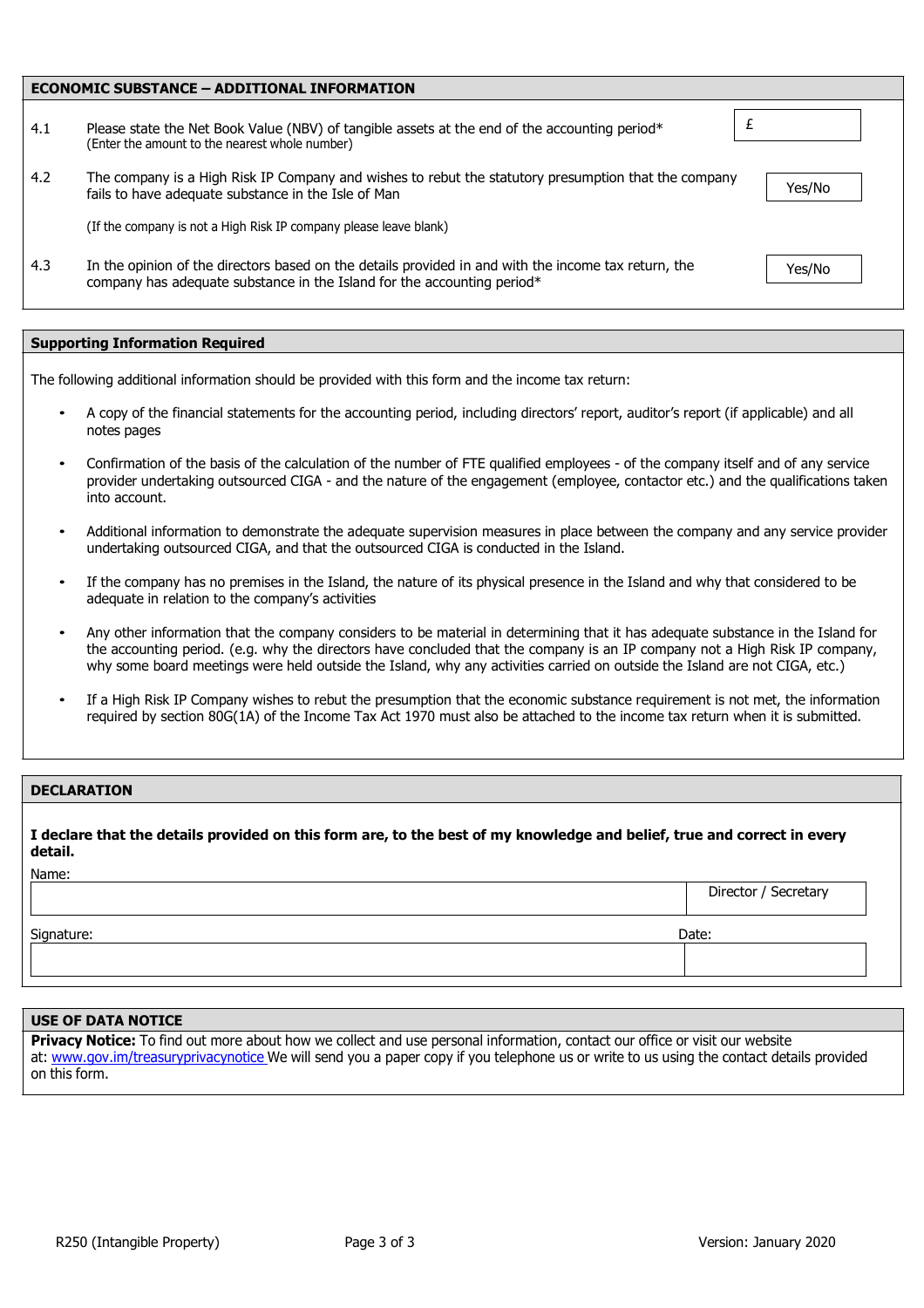## ECONOMIC SUBSTANCE – ADDITIONAL INFORMATION

| | | |
|---|---|---|
| 4.1 | Please state the Net Book Value (NBV) of tangible assets at the end of the accounting period* (Enter the amount to the nearest whole number) | £ |
| 4.2 | The company is a High Risk IP Company and wishes to rebut the statutory presumption that the company fails to have adequate substance in the Isle of Man<br><br>(If the company is not a High Risk IP company please leave blank) | Yes/No |
| 4.3 | In the opinion of the directors based on the details provided in and with the income tax return, the company has adequate substance in the Island for the accounting period* | Yes/No |

## Supporting Information Required

The following additional information should be provided with this form and the income tax return:

- A copy of the financial statements for the accounting period, including directors' report, auditor's report (if applicable) and all notes pages
- Confirmation of the basis of the calculation of the number of FTE qualified employees - of the company itself and of any service provider undertaking outsourced CIGA - and the nature of the engagement (employee, contactor etc.) and the qualifications taken into account.
- Additional information to demonstrate the adequate supervision measures in place between the company and any service provider undertaking outsourced CIGA, and that the outsourced CIGA is conducted in the Island.
- If the company has no premises in the Island, the nature of its physical presence in the Island and why that considered to be adequate in relation to the company's activities
- Any other information that the company considers to be material in determining that it has adequate substance in the Island for the accounting period. (e.g. why the directors have concluded that the company is an IP company not a High Risk IP company, why some board meetings were held outside the Island, why any activities carried on outside the Island are not CIGA, etc.)
- If a High Risk IP Company wishes to rebut the presumption that the economic substance requirement is not met, the information required by section 80G(1A) of the Income Tax Act 1970 must also be attached to the income tax return when it is submitted.

## DECLARATION

**I declare that the details provided on this form are, to the best of my knowledge and belief, true and correct in every detail.**

| Name: | |
|---|---|
| | Director / Secretary |

| Signature: | Date: |
|---|---|
| | |

## USE OF DATA NOTICE

**Privacy Notice:** To find out more about how we collect and use personal information, contact our office or visit our website at: www.gov.im/treasuryprivacynotice We will send you a paper copy if you telephone us or write to us using the contact details provided on this form.

R250 (Intangible Property) Version: January 2020